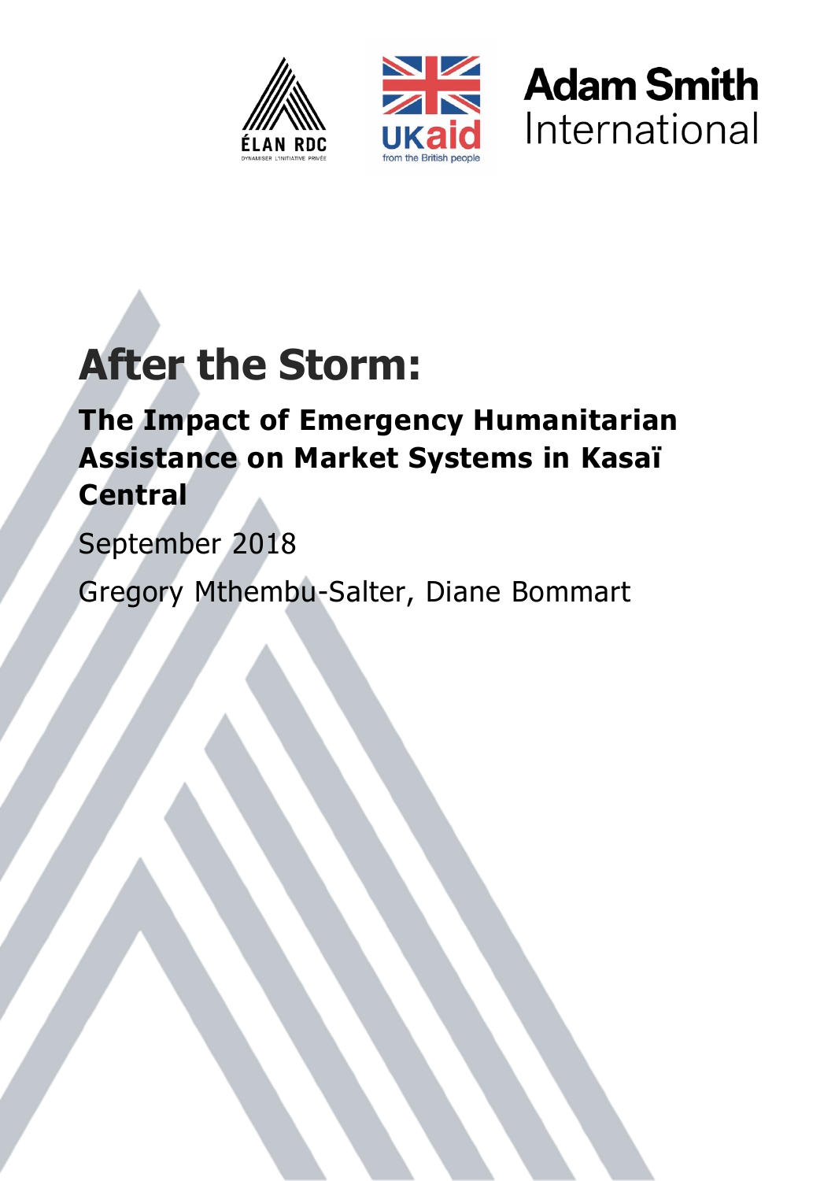# After the Storm:

## The Impact of Emergency Humanitarian Assistance on Market Systems in Kasaï Central

September 2018

Gregory Mthembu-Salter, Diane Bommart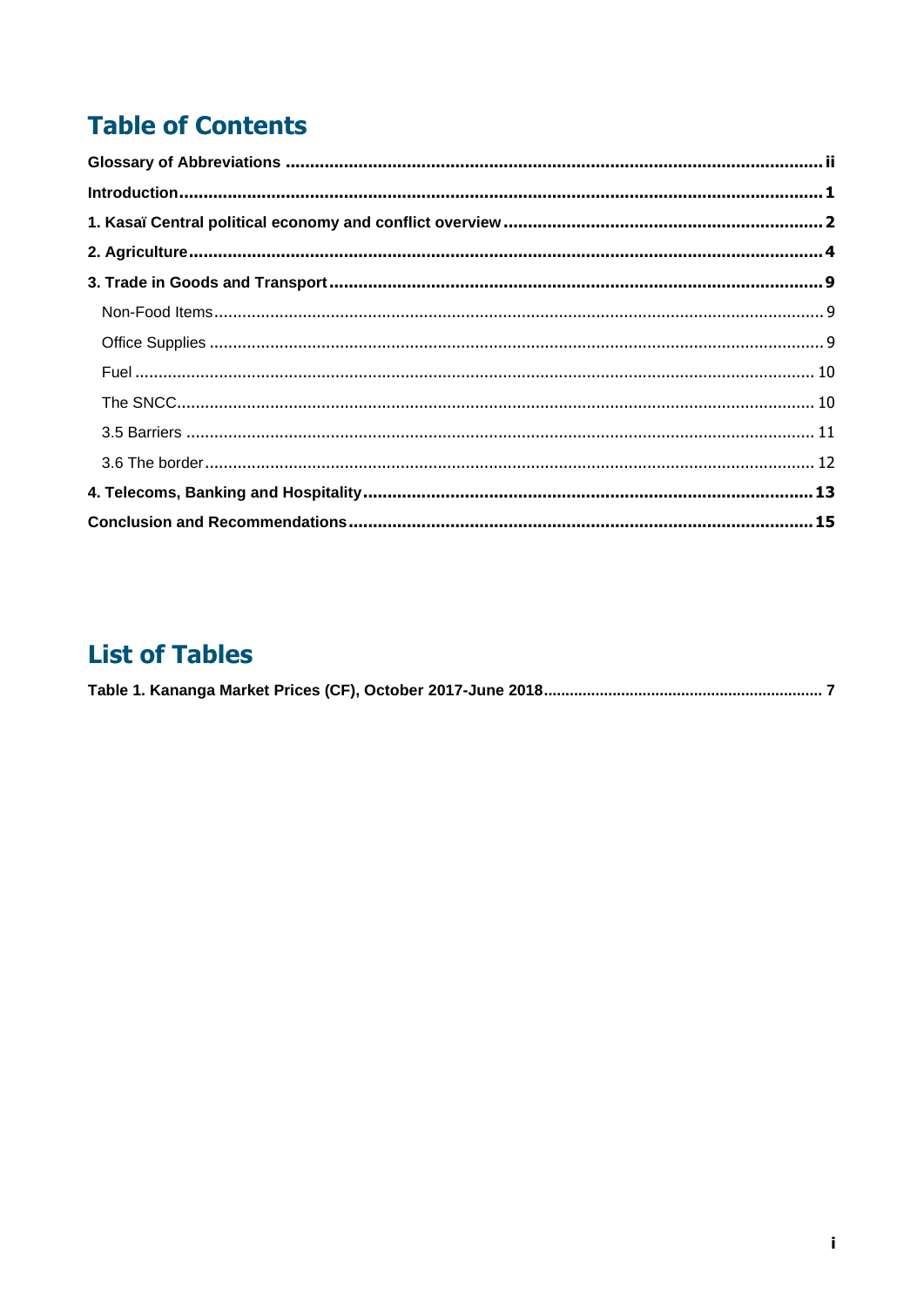# Table of Contents

**Glossary of Abbreviations** ..... **ii**

**Introduction** ..... **1**

**1. Kasaï Central political economy and conflict overview** ..... **2**

**2. Agriculture** ..... **4**

**3. Trade in Goods and Transport** ..... **9**

- Non-Food Items ..... 9
- Office Supplies ..... 9
- Fuel ..... 10
- The SNCC ..... 10
- 3.5 Barriers ..... 11
- 3.6 The border ..... 12

**4. Telecoms, Banking and Hospitality** ..... **13**

**Conclusion and Recommendations** ..... **15**

# List of Tables

**Table 1. Kananga Market Prices (CF), October 2017-June 2018** ..... **7**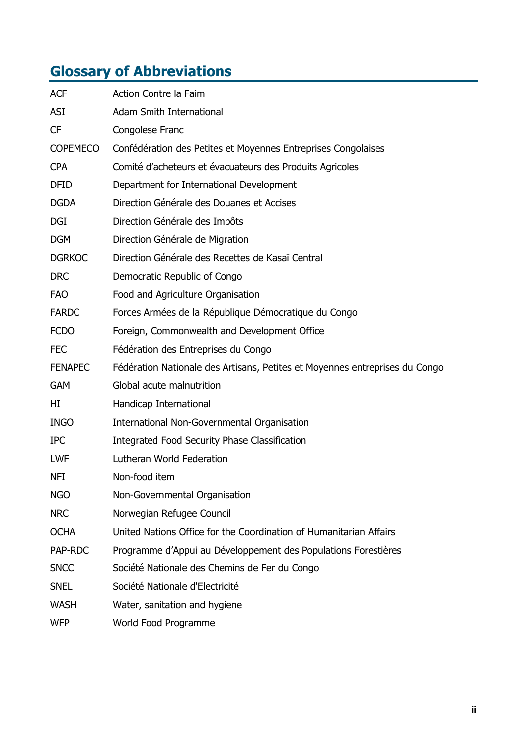## Glossary of Abbreviations

| | |
|---|---|
| ACF | Action Contre la Faim |
| ASI | Adam Smith International |
| CF | Congolese Franc |
| COPEMECO | Confédération des Petites et Moyennes Entreprises Congolaises |
| CPA | Comité d'acheteurs et évacuateurs des Produits Agricoles |
| DFID | Department for International Development |
| DGDA | Direction Générale des Douanes et Accises |
| DGI | Direction Générale des Impôts |
| DGM | Direction Générale de Migration |
| DGRKOC | Direction Générale des Recettes de Kasaï Central |
| DRC | Democratic Republic of Congo |
| FAO | Food and Agriculture Organisation |
| FARDC | Forces Armées de la République Démocratique du Congo |
| FCDO | Foreign, Commonwealth and Development Office |
| FEC | Fédération des Entreprises du Congo |
| FENAPEC | Fédération Nationale des Artisans, Petites et Moyennes entreprises du Congo |
| GAM | Global acute malnutrition |
| HI | Handicap International |
| INGO | International Non-Governmental Organisation |
| IPC | Integrated Food Security Phase Classification |
| LWF | Lutheran World Federation |
| NFI | Non-food item |
| NGO | Non-Governmental Organisation |
| NRC | Norwegian Refugee Council |
| OCHA | United Nations Office for the Coordination of Humanitarian Affairs |
| PAP-RDC | Programme d'Appui au Développement des Populations Forestières |
| SNCC | Société Nationale des Chemins de Fer du Congo |
| SNEL | Société Nationale d'Electricité |
| WASH | Water, sanitation and hygiene |
| WFP | World Food Programme |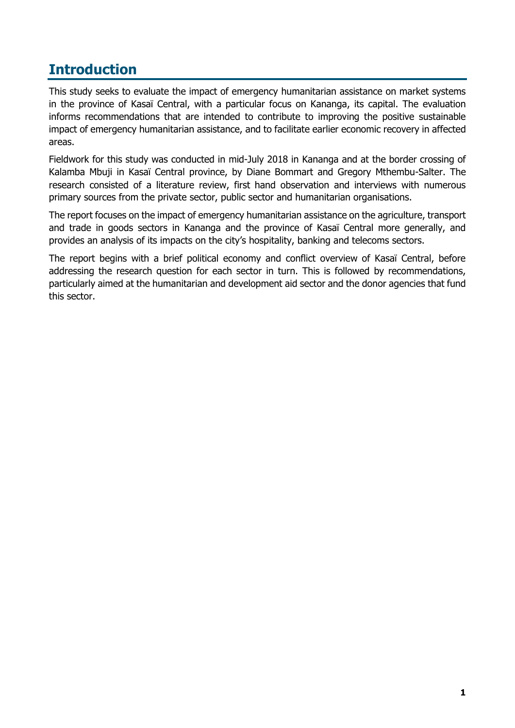# Introduction

This study seeks to evaluate the impact of emergency humanitarian assistance on market systems in the province of Kasaï Central, with a particular focus on Kananga, its capital. The evaluation informs recommendations that are intended to contribute to improving the positive sustainable impact of emergency humanitarian assistance, and to facilitate earlier economic recovery in affected areas.

Fieldwork for this study was conducted in mid-July 2018 in Kananga and at the border crossing of Kalamba Mbuji in Kasaï Central province, by Diane Bommart and Gregory Mthembu-Salter. The research consisted of a literature review, first hand observation and interviews with numerous primary sources from the private sector, public sector and humanitarian organisations.

The report focuses on the impact of emergency humanitarian assistance on the agriculture, transport and trade in goods sectors in Kananga and the province of Kasaï Central more generally, and provides an analysis of its impacts on the city's hospitality, banking and telecoms sectors.

The report begins with a brief political economy and conflict overview of Kasaï Central, before addressing the research question for each sector in turn. This is followed by recommendations, particularly aimed at the humanitarian and development aid sector and the donor agencies that fund this sector.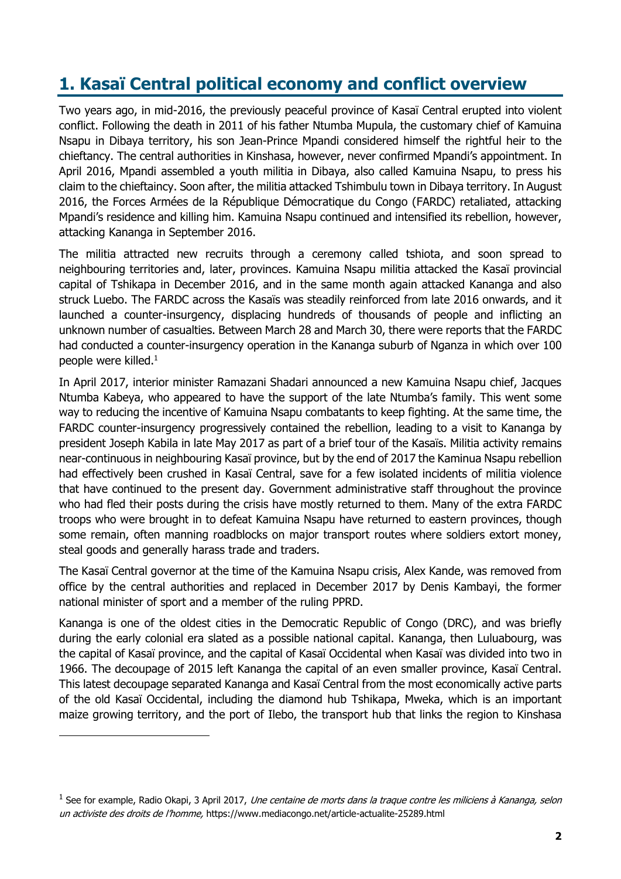# 1. Kasaï Central political economy and conflict overview

Two years ago, in mid-2016, the previously peaceful province of Kasaï Central erupted into violent conflict. Following the death in 2011 of his father Ntumba Mupula, the customary chief of Kamuina Nsapu in Dibaya territory, his son Jean-Prince Mpandi considered himself the rightful heir to the chieftancy. The central authorities in Kinshasa, however, never confirmed Mpandi's appointment. In April 2016, Mpandi assembled a youth militia in Dibaya, also called Kamuina Nsapu, to press his claim to the chieftaincy. Soon after, the militia attacked Tshimbulu town in Dibaya territory. In August 2016, the Forces Armées de la République Démocratique du Congo (FARDC) retaliated, attacking Mpandi's residence and killing him. Kamuina Nsapu continued and intensified its rebellion, however, attacking Kananga in September 2016.

The militia attracted new recruits through a ceremony called tshiota, and soon spread to neighbouring territories and, later, provinces. Kamuina Nsapu militia attacked the Kasaï provincial capital of Tshikapa in December 2016, and in the same month again attacked Kananga and also struck Luebo. The FARDC across the Kasaïs was steadily reinforced from late 2016 onwards, and it launched a counter-insurgency, displacing hundreds of thousands of people and inflicting an unknown number of casualties. Between March 28 and March 30, there were reports that the FARDC had conducted a counter-insurgency operation in the Kananga suburb of Nganza in which over 100 people were killed.[1]

In April 2017, interior minister Ramazani Shadari announced a new Kamuina Nsapu chief, Jacques Ntumba Kabeya, who appeared to have the support of the late Ntumba's family. This went some way to reducing the incentive of Kamuina Nsapu combatants to keep fighting. At the same time, the FARDC counter-insurgency progressively contained the rebellion, leading to a visit to Kananga by president Joseph Kabila in late May 2017 as part of a brief tour of the Kasaïs. Militia activity remains near-continuous in neighbouring Kasaï province, but by the end of 2017 the Kaminua Nsapu rebellion had effectively been crushed in Kasaï Central, save for a few isolated incidents of militia violence that have continued to the present day. Government administrative staff throughout the province who had fled their posts during the crisis have mostly returned to them. Many of the extra FARDC troops who were brought in to defeat Kamuina Nsapu have returned to eastern provinces, though some remain, often manning roadblocks on major transport routes where soldiers extort money, steal goods and generally harass trade and traders.

The Kasaï Central governor at the time of the Kamuina Nsapu crisis, Alex Kande, was removed from office by the central authorities and replaced in December 2017 by Denis Kambayi, the former national minister of sport and a member of the ruling PPRD.

Kananga is one of the oldest cities in the Democratic Republic of Congo (DRC), and was briefly during the early colonial era slated as a possible national capital. Kananga, then Luluabourg, was the capital of Kasaï province, and the capital of Kasaï Occidental when Kasaï was divided into two in 1966. The decoupage of 2015 left Kananga the capital of an even smaller province, Kasaï Central. This latest decoupage separated Kananga and Kasaï Central from the most economically active parts of the old Kasaï Occidental, including the diamond hub Tshikapa, Mweka, which is an important maize growing territory, and the port of Ilebo, the transport hub that links the region to Kinshasa

[1] See for example, Radio Okapi, 3 April 2017, *Une centaine de morts dans la traque contre les miliciens à Kananga, selon un activiste des droits de l'homme,* https://www.mediacongo.net/article-actualite-25289.html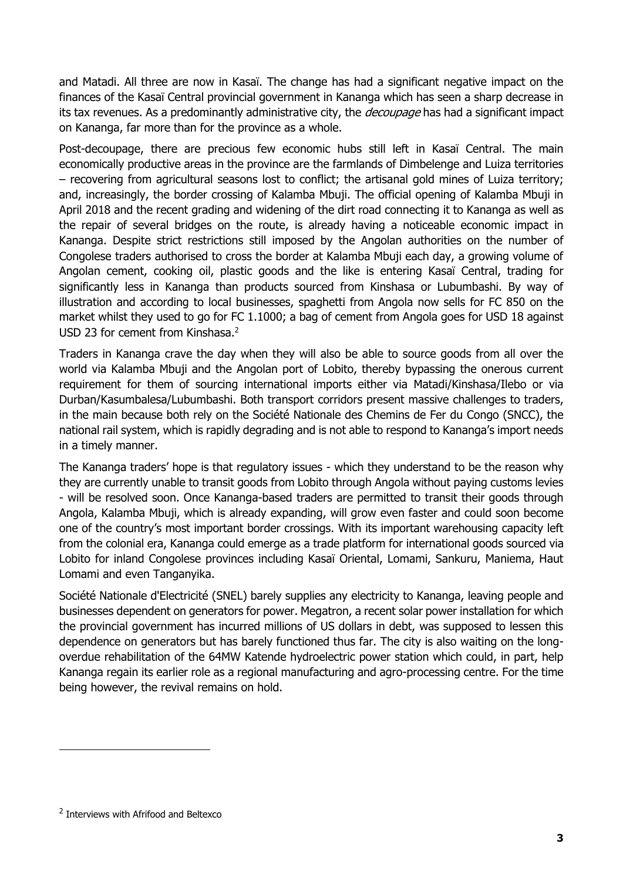and Matadi. All three are now in Kasaï. The change has had a significant negative impact on the finances of the Kasaï Central provincial government in Kananga which has seen a sharp decrease in its tax revenues. As a predominantly administrative city, the *decoupage* has had a significant impact on Kananga, far more than for the province as a whole.

Post-decoupage, there are precious few economic hubs still left in Kasaï Central. The main economically productive areas in the province are the farmlands of Dimbelenge and Luiza territories – recovering from agricultural seasons lost to conflict; the artisanal gold mines of Luiza territory; and, increasingly, the border crossing of Kalamba Mbuji. The official opening of Kalamba Mbuji in April 2018 and the recent grading and widening of the dirt road connecting it to Kananga as well as the repair of several bridges on the route, is already having a noticeable economic impact in Kananga. Despite strict restrictions still imposed by the Angolan authorities on the number of Congolese traders authorised to cross the border at Kalamba Mbuji each day, a growing volume of Angolan cement, cooking oil, plastic goods and the like is entering Kasaï Central, trading for significantly less in Kananga than products sourced from Kinshasa or Lubumbashi. By way of illustration and according to local businesses, spaghetti from Angola now sells for FC 850 on the market whilst they used to go for FC 1.1000; a bag of cement from Angola goes for USD 18 against USD 23 for cement from Kinshasa.[2]

Traders in Kananga crave the day when they will also be able to source goods from all over the world via Kalamba Mbuji and the Angolan port of Lobito, thereby bypassing the onerous current requirement for them of sourcing international imports either via Matadi/Kinshasa/Ilebo or via Durban/Kasumbalesa/Lubumbashi. Both transport corridors present massive challenges to traders, in the main because both rely on the Société Nationale des Chemins de Fer du Congo (SNCC), the national rail system, which is rapidly degrading and is not able to respond to Kananga's import needs in a timely manner.

The Kananga traders' hope is that regulatory issues - which they understand to be the reason why they are currently unable to transit goods from Lobito through Angola without paying customs levies - will be resolved soon. Once Kananga-based traders are permitted to transit their goods through Angola, Kalamba Mbuji, which is already expanding, will grow even faster and could soon become one of the country's most important border crossings. With its important warehousing capacity left from the colonial era, Kananga could emerge as a trade platform for international goods sourced via Lobito for inland Congolese provinces including Kasaï Oriental, Lomami, Sankuru, Maniema, Haut Lomami and even Tanganyika.

Société Nationale d'Electricité (SNEL) barely supplies any electricity to Kananga, leaving people and businesses dependent on generators for power. Megatron, a recent solar power installation for which the provincial government has incurred millions of US dollars in debt, was supposed to lessen this dependence on generators but has barely functioned thus far. The city is also waiting on the long-overdue rehabilitation of the 64MW Katende hydroelectric power station which could, in part, help Kananga regain its earlier role as a regional manufacturing and agro-processing centre. For the time being however, the revival remains on hold.

[2] Interviews with Afrifood and Beltexco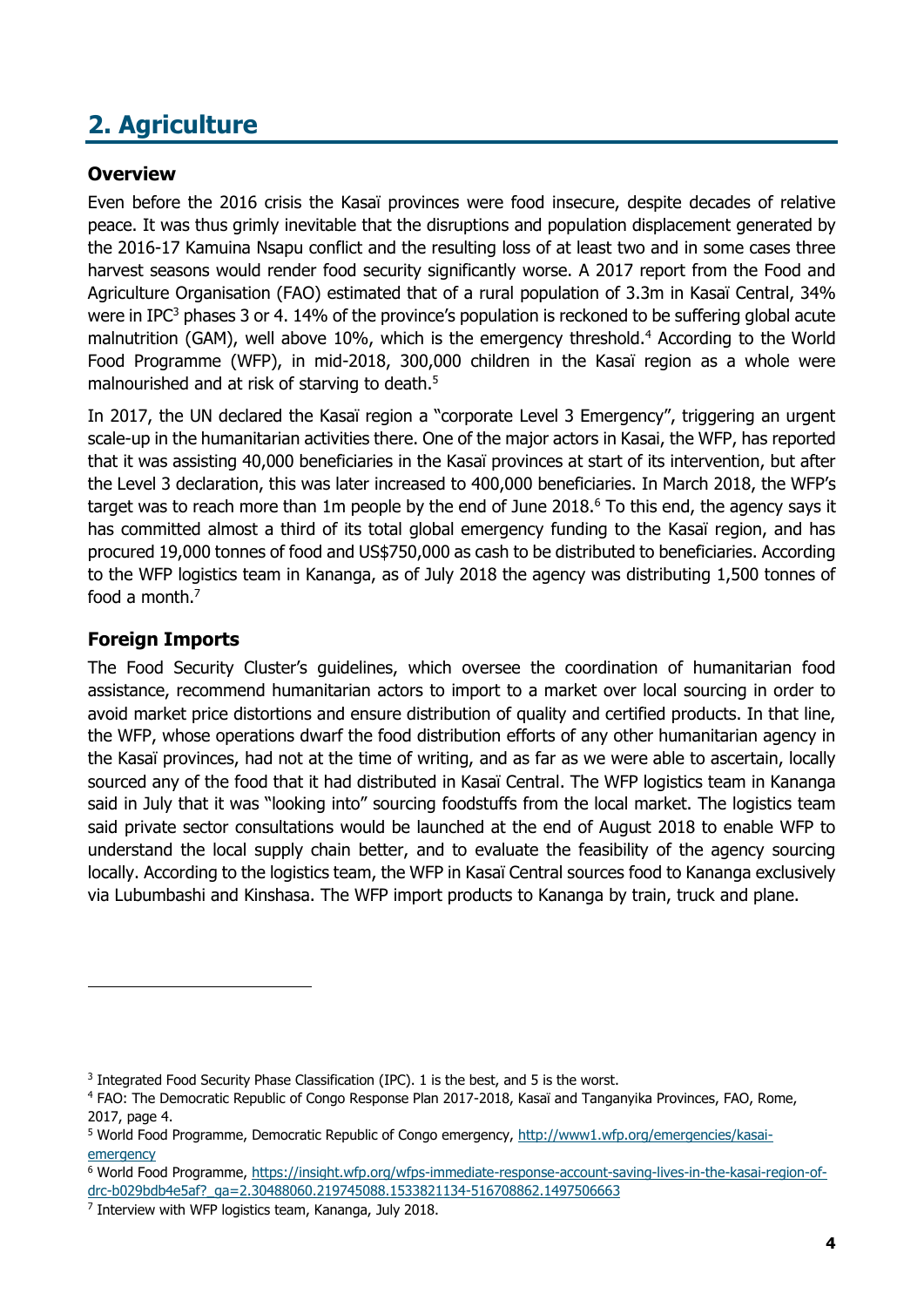## 2. Agriculture

### Overview

Even before the 2016 crisis the Kasaï provinces were food insecure, despite decades of relative peace. It was thus grimly inevitable that the disruptions and population displacement generated by the 2016-17 Kamuina Nsapu conflict and the resulting loss of at least two and in some cases three harvest seasons would render food security significantly worse. A 2017 report from the Food and Agriculture Organisation (FAO) estimated that of a rural population of 3.3m in Kasaï Central, 34% were in IPC[3] phases 3 or 4. 14% of the province's population is reckoned to be suffering global acute malnutrition (GAM), well above 10%, which is the emergency threshold.[4] According to the World Food Programme (WFP), in mid-2018, 300,000 children in the Kasaï region as a whole were malnourished and at risk of starving to death.[5]

In 2017, the UN declared the Kasaï region a "corporate Level 3 Emergency", triggering an urgent scale-up in the humanitarian activities there. One of the major actors in Kasai, the WFP, has reported that it was assisting 40,000 beneficiaries in the Kasaï provinces at start of its intervention, but after the Level 3 declaration, this was later increased to 400,000 beneficiaries. In March 2018, the WFP's target was to reach more than 1m people by the end of June 2018.[6] To this end, the agency says it has committed almost a third of its total global emergency funding to the Kasaï region, and has procured 19,000 tonnes of food and US$750,000 as cash to be distributed to beneficiaries. According to the WFP logistics team in Kananga, as of July 2018 the agency was distributing 1,500 tonnes of food a month.[7]

### Foreign Imports

The Food Security Cluster's guidelines, which oversee the coordination of humanitarian food assistance, recommend humanitarian actors to import to a market over local sourcing in order to avoid market price distortions and ensure distribution of quality and certified products. In that line, the WFP, whose operations dwarf the food distribution efforts of any other humanitarian agency in the Kasaï provinces, had not at the time of writing, and as far as we were able to ascertain, locally sourced any of the food that it had distributed in Kasaï Central. The WFP logistics team in Kananga said in July that it was "looking into" sourcing foodstuffs from the local market. The logistics team said private sector consultations would be launched at the end of August 2018 to enable WFP to understand the local supply chain better, and to evaluate the feasibility of the agency sourcing locally. According to the logistics team, the WFP in Kasaï Central sources food to Kananga exclusively via Lubumbashi and Kinshasa. The WFP import products to Kananga by train, truck and plane.

---

[3] Integrated Food Security Phase Classification (IPC). 1 is the best, and 5 is the worst.

[4] FAO: The Democratic Republic of Congo Response Plan 2017-2018, Kasaï and Tanganyika Provinces, FAO, Rome, 2017, page 4.

[5] World Food Programme, Democratic Republic of Congo emergency, http://www1.wfp.org/emergencies/kasai-emergency

[6] World Food Programme, https://insight.wfp.org/wfps-immediate-response-account-saving-lives-in-the-kasai-region-of-drc-b029bdb4e5af?_ga=2.30488060.219745088.1533821134-516708862.1497506663

[7] Interview with WFP logistics team, Kananga, July 2018.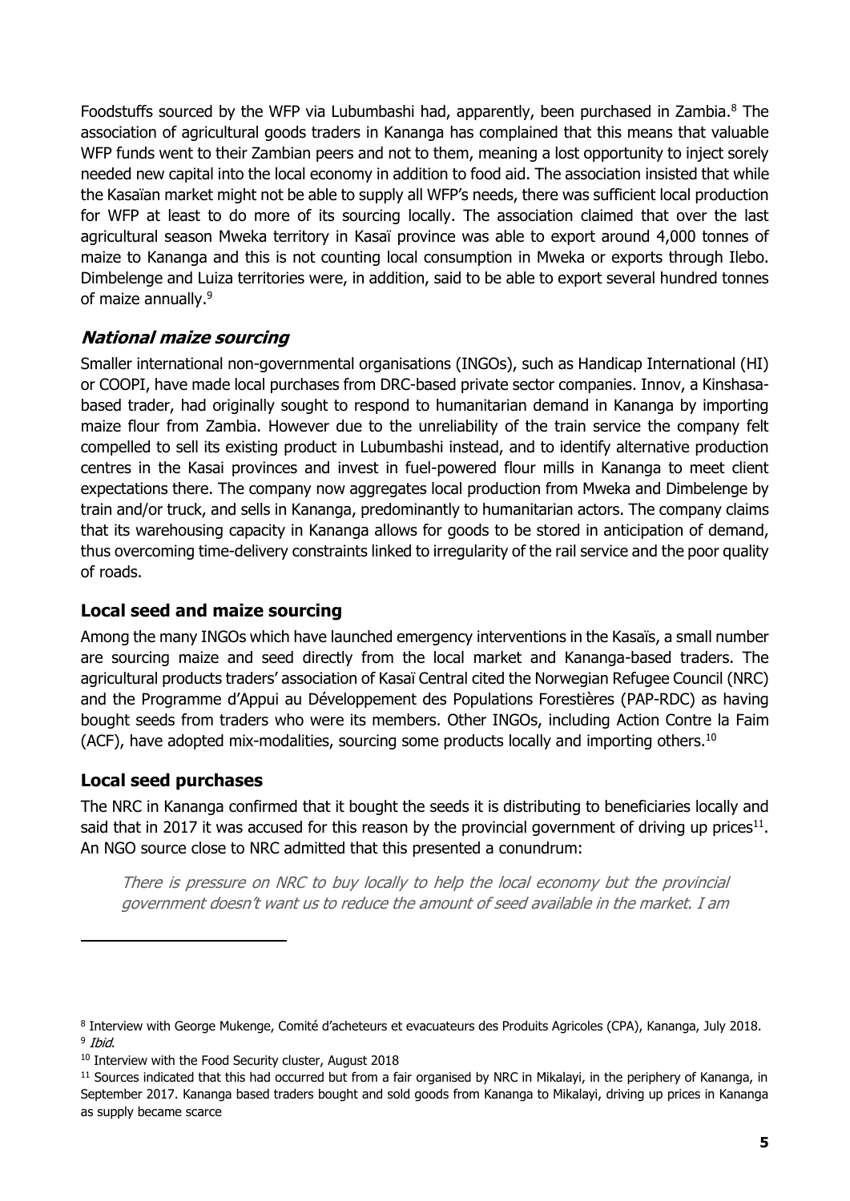Foodstuffs sourced by the WFP via Lubumbashi had, apparently, been purchased in Zambia.[8] The association of agricultural goods traders in Kananga has complained that this means that valuable WFP funds went to their Zambian peers and not to them, meaning a lost opportunity to inject sorely needed new capital into the local economy in addition to food aid. The association insisted that while the Kasaïan market might not be able to supply all WFP's needs, there was sufficient local production for WFP at least to do more of its sourcing locally. The association claimed that over the last agricultural season Mweka territory in Kasaï province was able to export around 4,000 tonnes of maize to Kananga and this is not counting local consumption in Mweka or exports through Ilebo. Dimbelenge and Luiza territories were, in addition, said to be able to export several hundred tonnes of maize annually.[9]

### *National maize sourcing*

Smaller international non-governmental organisations (INGOs), such as Handicap International (HI) or COOPI, have made local purchases from DRC-based private sector companies. Innov, a Kinshasa-based trader, had originally sought to respond to humanitarian demand in Kananga by importing maize flour from Zambia. However due to the unreliability of the train service the company felt compelled to sell its existing product in Lubumbashi instead, and to identify alternative production centres in the Kasai provinces and invest in fuel-powered flour mills in Kananga to meet client expectations there. The company now aggregates local production from Mweka and Dimbelenge by train and/or truck, and sells in Kananga, predominantly to humanitarian actors. The company claims that its warehousing capacity in Kananga allows for goods to be stored in anticipation of demand, thus overcoming time-delivery constraints linked to irregularity of the rail service and the poor quality of roads.

### Local seed and maize sourcing

Among the many INGOs which have launched emergency interventions in the Kasaïs, a small number are sourcing maize and seed directly from the local market and Kananga-based traders. The agricultural products traders' association of Kasaï Central cited the Norwegian Refugee Council (NRC) and the Programme d'Appui au Développement des Populations Forestières (PAP-RDC) as having bought seeds from traders who were its members. Other INGOs, including Action Contre la Faim (ACF), have adopted mix-modalities, sourcing some products locally and importing others.[10]

### Local seed purchases

The NRC in Kananga confirmed that it bought the seeds it is distributing to beneficiaries locally and said that in 2017 it was accused for this reason by the provincial government of driving up prices[11]. An NGO source close to NRC admitted that this presented a conundrum:

> *There is pressure on NRC to buy locally to help the local economy but the provincial government doesn't want us to reduce the amount of seed available in the market. I am*

---

[8] Interview with George Mukenge, Comité d'acheteurs et evacuateurs des Produits Agricoles (CPA), Kananga, July 2018.

[9] *Ibid.*

[10] Interview with the Food Security cluster, August 2018

[11] Sources indicated that this had occurred but from a fair organised by NRC in Mikalayi, in the periphery of Kananga, in September 2017. Kananga based traders bought and sold goods from Kananga to Mikalayi, driving up prices in Kananga as supply became scarce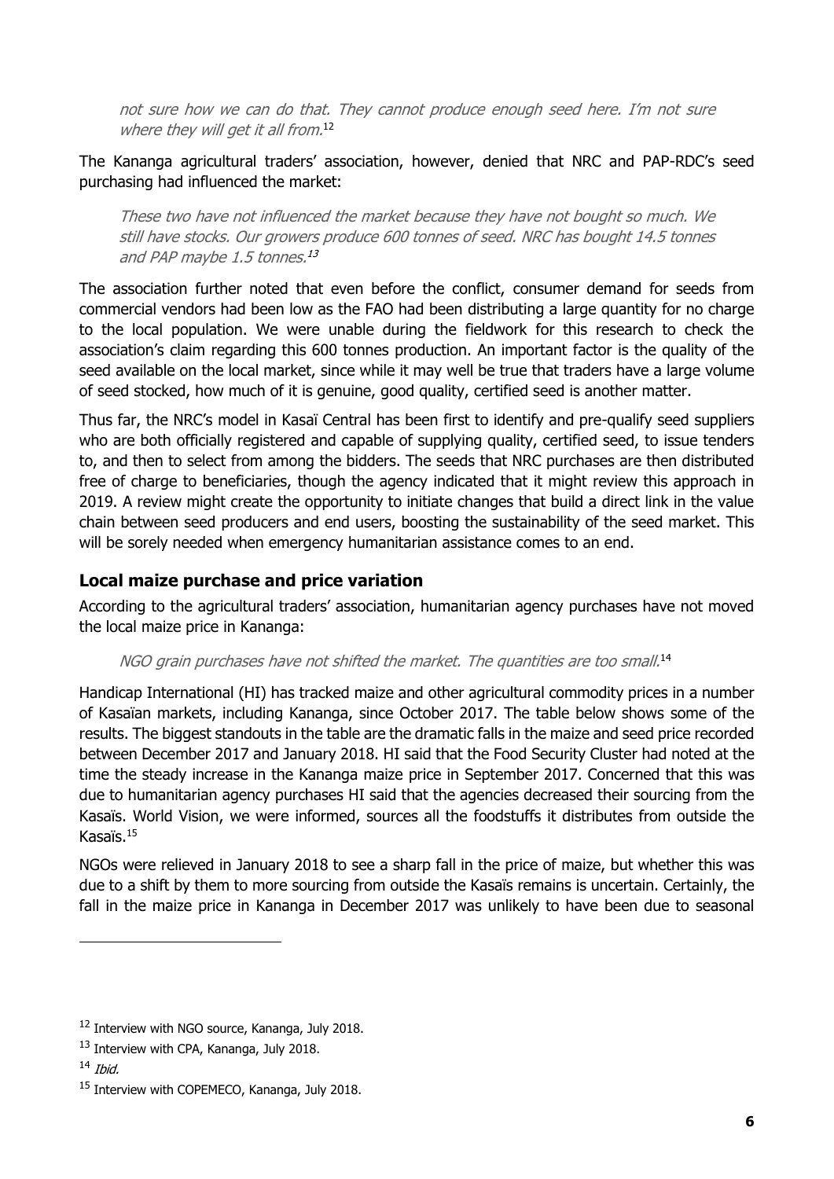*not sure how we can do that. They cannot produce enough seed here. I'm not sure where they will get it all from.*[12]

The Kananga agricultural traders' association, however, denied that NRC and PAP-RDC's seed purchasing had influenced the market:

> *These two have not influenced the market because they have not bought so much. We still have stocks. Our growers produce 600 tonnes of seed. NRC has bought 14.5 tonnes and PAP maybe 1.5 tonnes.*[13]

The association further noted that even before the conflict, consumer demand for seeds from commercial vendors had been low as the FAO had been distributing a large quantity for no charge to the local population. We were unable during the fieldwork for this research to check the association's claim regarding this 600 tonnes production. An important factor is the quality of the seed available on the local market, since while it may well be true that traders have a large volume of seed stocked, how much of it is genuine, good quality, certified seed is another matter.

Thus far, the NRC's model in Kasaï Central has been first to identify and pre-qualify seed suppliers who are both officially registered and capable of supplying quality, certified seed, to issue tenders to, and then to select from among the bidders. The seeds that NRC purchases are then distributed free of charge to beneficiaries, though the agency indicated that it might review this approach in 2019. A review might create the opportunity to initiate changes that build a direct link in the value chain between seed producers and end users, boosting the sustainability of the seed market. This will be sorely needed when emergency humanitarian assistance comes to an end.

## Local maize purchase and price variation

According to the agricultural traders' association, humanitarian agency purchases have not moved the local maize price in Kananga:

> *NGO grain purchases have not shifted the market. The quantities are too small.*[14]

Handicap International (HI) has tracked maize and other agricultural commodity prices in a number of Kasaïan markets, including Kananga, since October 2017. The table below shows some of the results. The biggest standouts in the table are the dramatic falls in the maize and seed price recorded between December 2017 and January 2018. HI said that the Food Security Cluster had noted at the time the steady increase in the Kananga maize price in September 2017. Concerned that this was due to humanitarian agency purchases HI said that the agencies decreased their sourcing from the Kasaïs. World Vision, we were informed, sources all the foodstuffs it distributes from outside the Kasaïs.[15]

NGOs were relieved in January 2018 to see a sharp fall in the price of maize, but whether this was due to a shift by them to more sourcing from outside the Kasaïs remains is uncertain. Certainly, the fall in the maize price in Kananga in December 2017 was unlikely to have been due to seasonal

---

[12] Interview with NGO source, Kananga, July 2018.

[13] Interview with CPA, Kananga, July 2018.

[14] *Ibid.*

[15] Interview with COPEMECO, Kananga, July 2018.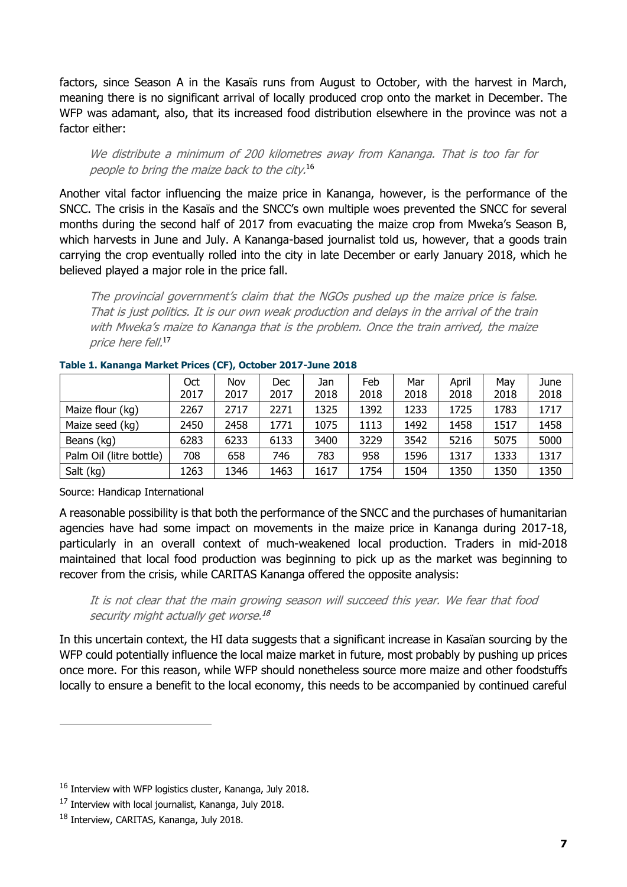factors, since Season A in the Kasaïs runs from August to October, with the harvest in March, meaning there is no significant arrival of locally produced crop onto the market in December. The WFP was adamant, also, that its increased food distribution elsewhere in the province was not a factor either:

> *We distribute a minimum of 200 kilometres away from Kananga. That is too far for people to bring the maize back to the city.*[16]

Another vital factor influencing the maize price in Kananga, however, is the performance of the SNCC. The crisis in the Kasaïs and the SNCC's own multiple woes prevented the SNCC for several months during the second half of 2017 from evacuating the maize crop from Mweka's Season B, which harvests in June and July. A Kananga-based journalist told us, however, that a goods train carrying the crop eventually rolled into the city in late December or early January 2018, which he believed played a major role in the price fall.

> *The provincial government's claim that the NGOs pushed up the maize price is false. That is just politics. It is our own weak production and delays in the arrival of the train with Mweka's maize to Kananga that is the problem. Once the train arrived, the maize price here fell.*[17]

**Table 1. Kananga Market Prices (CF), October 2017-June 2018**

| | Oct 2017 | Nov 2017 | Dec 2017 | Jan 2018 | Feb 2018 | Mar 2018 | April 2018 | May 2018 | June 2018 |
|---|---|---|---|---|---|---|---|---|---|
| Maize flour (kg) | 2267 | 2717 | 2271 | 1325 | 1392 | 1233 | 1725 | 1783 | 1717 |
| Maize seed (kg) | 2450 | 2458 | 1771 | 1075 | 1113 | 1492 | 1458 | 1517 | 1458 |
| Beans (kg) | 6283 | 6233 | 6133 | 3400 | 3229 | 3542 | 5216 | 5075 | 5000 |
| Palm Oil (litre bottle) | 708 | 658 | 746 | 783 | 958 | 1596 | 1317 | 1333 | 1317 |
| Salt (kg) | 1263 | 1346 | 1463 | 1617 | 1754 | 1504 | 1350 | 1350 | 1350 |

Source: Handicap International

A reasonable possibility is that both the performance of the SNCC and the purchases of humanitarian agencies have had some impact on movements in the maize price in Kananga during 2017-18, particularly in an overall context of much-weakened local production. Traders in mid-2018 maintained that local food production was beginning to pick up as the market was beginning to recover from the crisis, while CARITAS Kananga offered the opposite analysis:

> *It is not clear that the main growing season will succeed this year. We fear that food security might actually get worse.*[18]

In this uncertain context, the HI data suggests that a significant increase in Kasaïan sourcing by the WFP could potentially influence the local maize market in future, most probably by pushing up prices once more. For this reason, while WFP should nonetheless source more maize and other foodstuffs locally to ensure a benefit to the local economy, this needs to be accompanied by continued careful

---

[16] Interview with WFP logistics cluster, Kananga, July 2018.

[17] Interview with local journalist, Kananga, July 2018.

[18] Interview, CARITAS, Kananga, July 2018.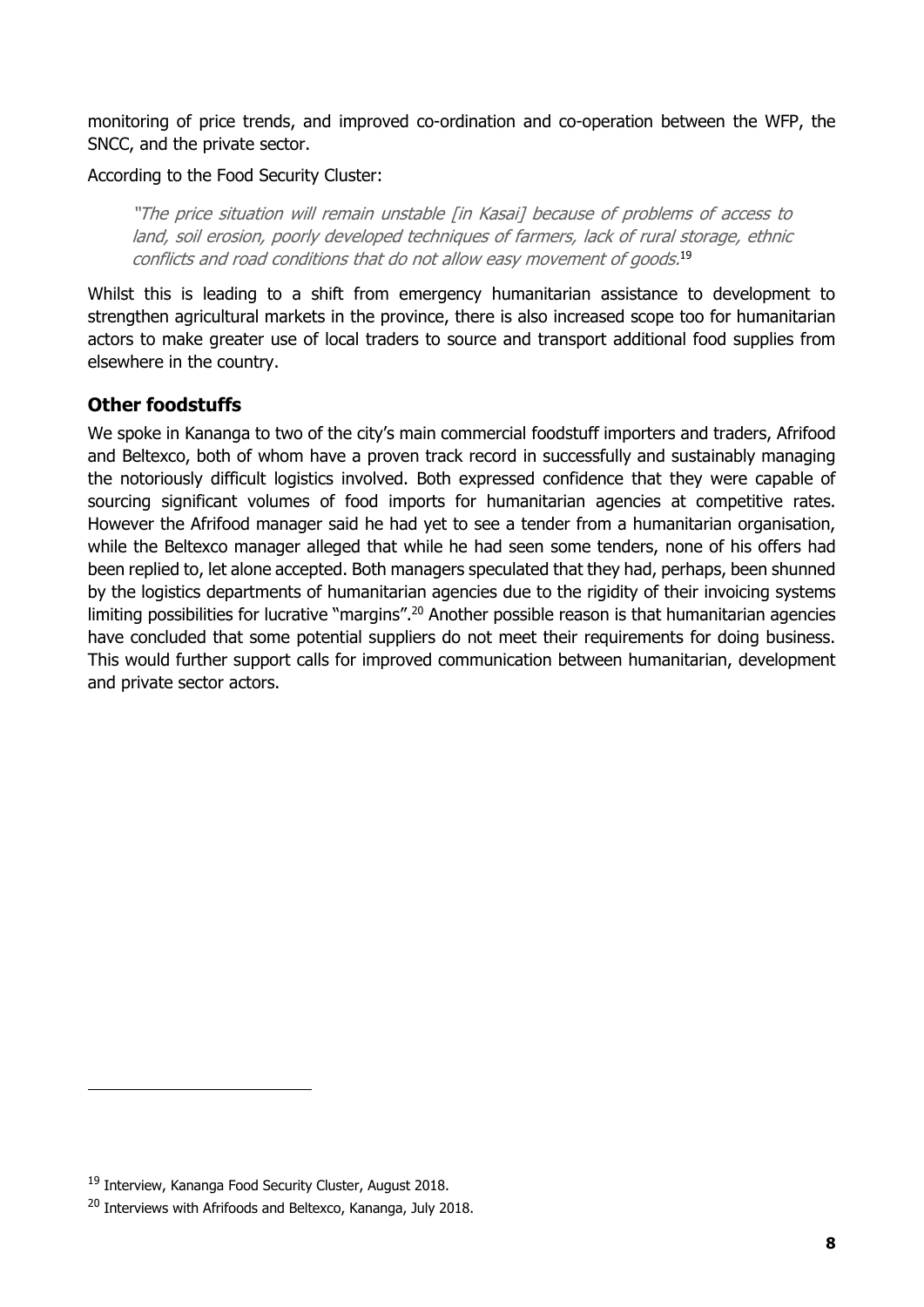monitoring of price trends, and improved co-ordination and co-operation between the WFP, the SNCC, and the private sector.

According to the Food Security Cluster:

> *"The price situation will remain unstable [in Kasai] because of problems of access to land, soil erosion, poorly developed techniques of farmers, lack of rural storage, ethnic conflicts and road conditions that do not allow easy movement of goods.*[19]

Whilst this is leading to a shift from emergency humanitarian assistance to development to strengthen agricultural markets in the province, there is also increased scope too for humanitarian actors to make greater use of local traders to source and transport additional food supplies from elsewhere in the country.

## Other foodstuffs

We spoke in Kananga to two of the city's main commercial foodstuff importers and traders, Afrifood and Beltexco, both of whom have a proven track record in successfully and sustainably managing the notoriously difficult logistics involved. Both expressed confidence that they were capable of sourcing significant volumes of food imports for humanitarian agencies at competitive rates. However the Afrifood manager said he had yet to see a tender from a humanitarian organisation, while the Beltexco manager alleged that while he had seen some tenders, none of his offers had been replied to, let alone accepted. Both managers speculated that they had, perhaps, been shunned by the logistics departments of humanitarian agencies due to the rigidity of their invoicing systems limiting possibilities for lucrative "margins".[20] Another possible reason is that humanitarian agencies have concluded that some potential suppliers do not meet their requirements for doing business. This would further support calls for improved communication between humanitarian, development and private sector actors.

---

[19] Interview, Kananga Food Security Cluster, August 2018.

[20] Interviews with Afrifoods and Beltexco, Kananga, July 2018.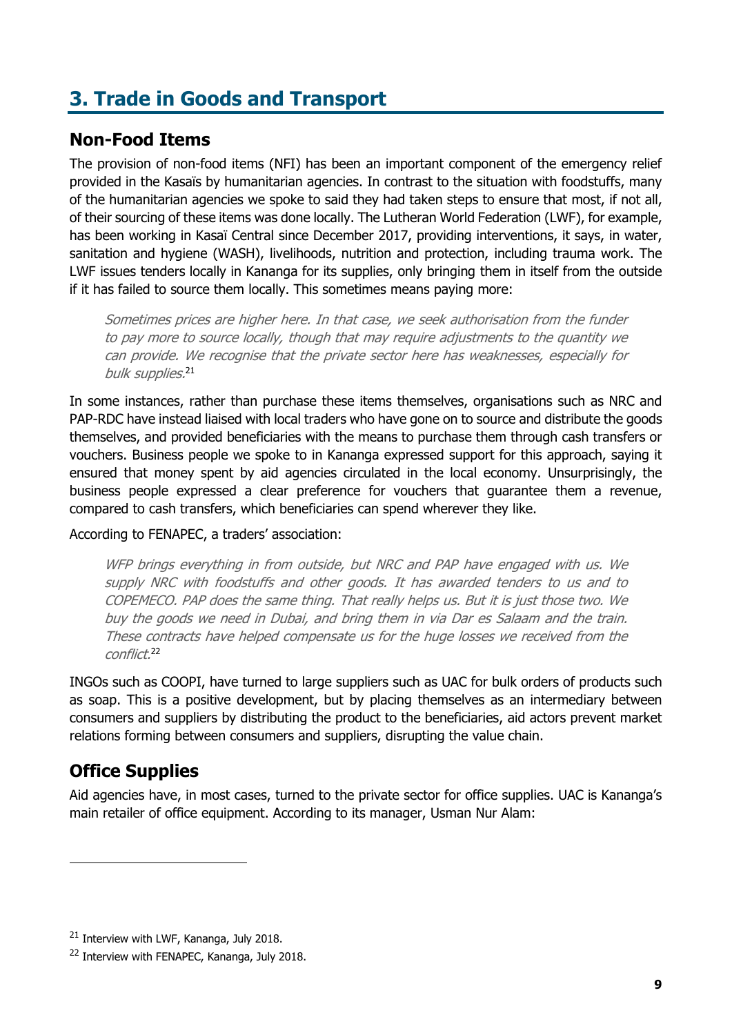## 3. Trade in Goods and Transport

### Non-Food Items

The provision of non-food items (NFI) has been an important component of the emergency relief provided in the Kasaïs by humanitarian agencies. In contrast to the situation with foodstuffs, many of the humanitarian agencies we spoke to said they had taken steps to ensure that most, if not all, of their sourcing of these items was done locally. The Lutheran World Federation (LWF), for example, has been working in Kasaï Central since December 2017, providing interventions, it says, in water, sanitation and hygiene (WASH), livelihoods, nutrition and protection, including trauma work. The LWF issues tenders locally in Kananga for its supplies, only bringing them in itself from the outside if it has failed to source them locally. This sometimes means paying more:

> *Sometimes prices are higher here. In that case, we seek authorisation from the funder to pay more to source locally, though that may require adjustments to the quantity we can provide. We recognise that the private sector here has weaknesses, especially for bulk supplies.*[21]

In some instances, rather than purchase these items themselves, organisations such as NRC and PAP-RDC have instead liaised with local traders who have gone on to source and distribute the goods themselves, and provided beneficiaries with the means to purchase them through cash transfers or vouchers. Business people we spoke to in Kananga expressed support for this approach, saying it ensured that money spent by aid agencies circulated in the local economy. Unsurprisingly, the business people expressed a clear preference for vouchers that guarantee them a revenue, compared to cash transfers, which beneficiaries can spend wherever they like.

According to FENAPEC, a traders' association:

> *WFP brings everything in from outside, but NRC and PAP have engaged with us. We supply NRC with foodstuffs and other goods. It has awarded tenders to us and to COPEMECO. PAP does the same thing. That really helps us. But it is just those two. We buy the goods we need in Dubai, and bring them in via Dar es Salaam and the train. These contracts have helped compensate us for the huge losses we received from the conflict.*[22]

INGOs such as COOPI, have turned to large suppliers such as UAC for bulk orders of products such as soap. This is a positive development, but by placing themselves as an intermediary between consumers and suppliers by distributing the product to the beneficiaries, aid actors prevent market relations forming between consumers and suppliers, disrupting the value chain.

### Office Supplies

Aid agencies have, in most cases, turned to the private sector for office supplies. UAC is Kananga's main retailer of office equipment. According to its manager, Usman Nur Alam:

---

[21] Interview with LWF, Kananga, July 2018.

[22] Interview with FENAPEC, Kananga, July 2018.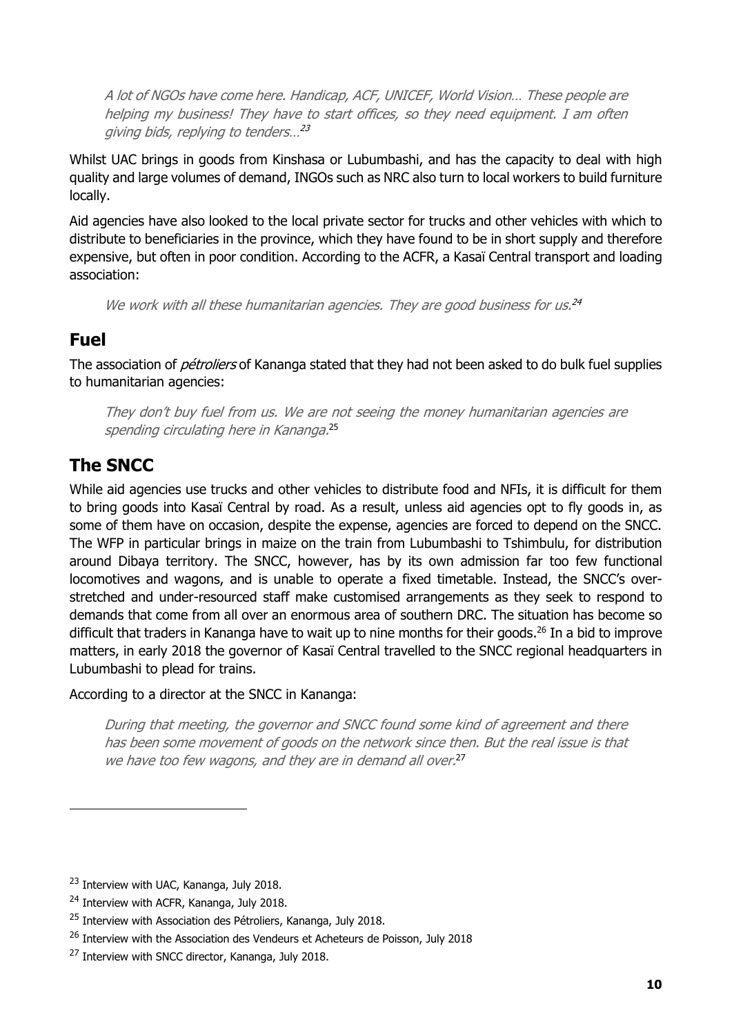> *A lot of NGOs have come here. Handicap, ACF, UNICEF, World Vision… These people are helping my business! They have to start offices, so they need equipment. I am often giving bids, replying to tenders…*[23]

Whilst UAC brings in goods from Kinshasa or Lubumbashi, and has the capacity to deal with high quality and large volumes of demand, INGOs such as NRC also turn to local workers to build furniture locally.

Aid agencies have also looked to the local private sector for trucks and other vehicles with which to distribute to beneficiaries in the province, which they have found to be in short supply and therefore expensive, but often in poor condition. According to the ACFR, a Kasaï Central transport and loading association:

> *We work with all these humanitarian agencies. They are good business for us.*[24]

## Fuel

The association of *pétroliers* of Kananga stated that they had not been asked to do bulk fuel supplies to humanitarian agencies:

> *They don't buy fuel from us. We are not seeing the money humanitarian agencies are spending circulating here in Kananga.*[25]

## The SNCC

While aid agencies use trucks and other vehicles to distribute food and NFIs, it is difficult for them to bring goods into Kasaï Central by road. As a result, unless aid agencies opt to fly goods in, as some of them have on occasion, despite the expense, agencies are forced to depend on the SNCC. The WFP in particular brings in maize on the train from Lubumbashi to Tshimbulu, for distribution around Dibaya territory. The SNCC, however, has by its own admission far too few functional locomotives and wagons, and is unable to operate a fixed timetable. Instead, the SNCC's over-stretched and under-resourced staff make customised arrangements as they seek to respond to demands that come from all over an enormous area of southern DRC. The situation has become so difficult that traders in Kananga have to wait up to nine months for their goods.[26] In a bid to improve matters, in early 2018 the governor of Kasaï Central travelled to the SNCC regional headquarters in Lubumbashi to plead for trains.

According to a director at the SNCC in Kananga:

> *During that meeting, the governor and SNCC found some kind of agreement and there has been some movement of goods on the network since then. But the real issue is that we have too few wagons, and they are in demand all over.*[27]

---

[23] Interview with UAC, Kananga, July 2018.

[24] Interview with ACFR, Kananga, July 2018.

[25] Interview with Association des Pétroliers, Kananga, July 2018.

[26] Interview with the Association des Vendeurs et Acheteurs de Poisson, July 2018

[27] Interview with SNCC director, Kananga, July 2018.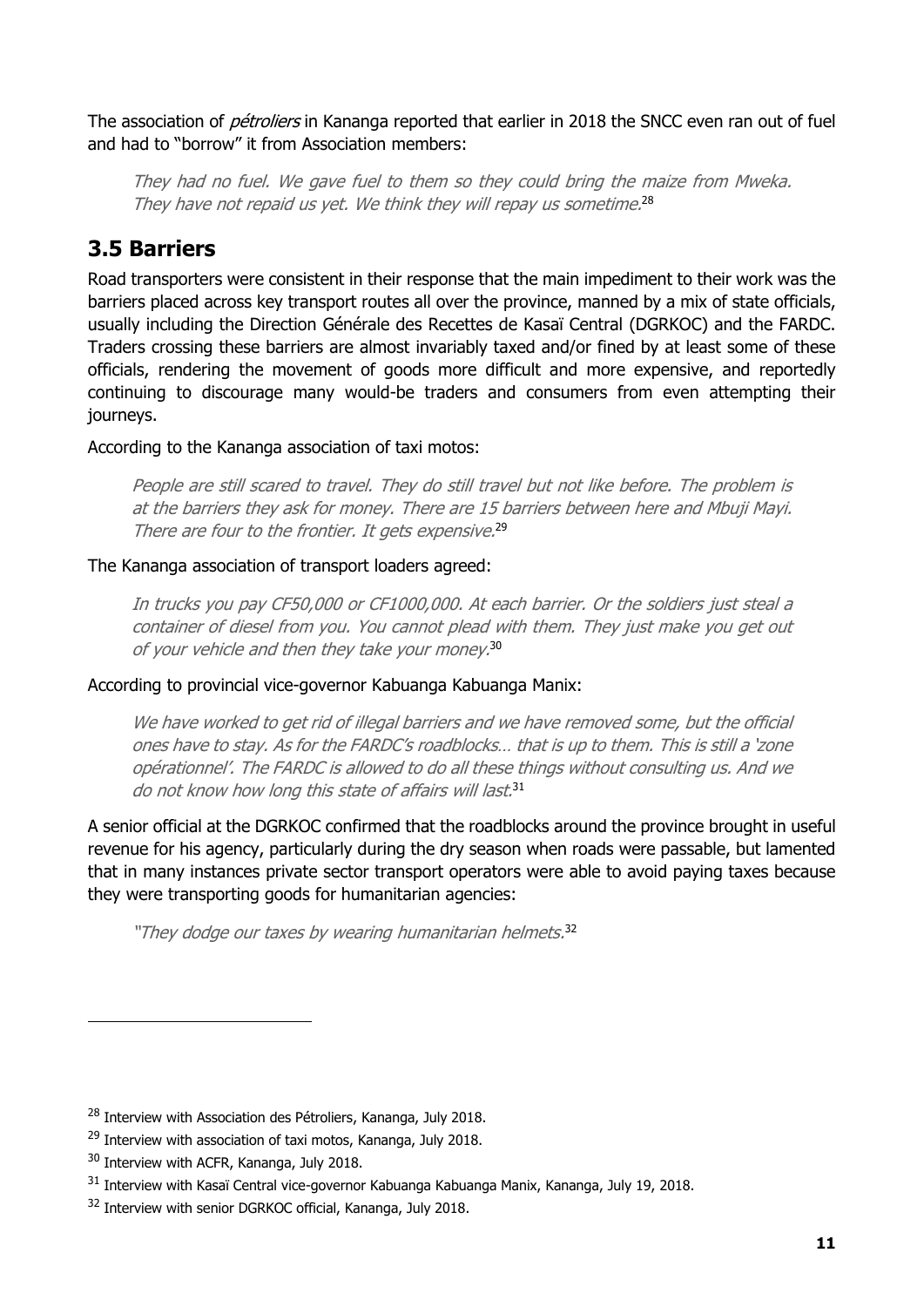The association of *pétroliers* in Kananga reported that earlier in 2018 the SNCC even ran out of fuel and had to "borrow" it from Association members:

> *They had no fuel. We gave fuel to them so they could bring the maize from Mweka. They have not repaid us yet. We think they will repay us sometime.*[28]

## 3.5 Barriers

Road transporters were consistent in their response that the main impediment to their work was the barriers placed across key transport routes all over the province, manned by a mix of state officials, usually including the Direction Générale des Recettes de Kasaï Central (DGRKOC) and the FARDC. Traders crossing these barriers are almost invariably taxed and/or fined by at least some of these officials, rendering the movement of goods more difficult and more expensive, and reportedly continuing to discourage many would-be traders and consumers from even attempting their journeys.

According to the Kananga association of taxi motos:

> *People are still scared to travel. They do still travel but not like before. The problem is at the barriers they ask for money. There are 15 barriers between here and Mbuji Mayi. There are four to the frontier. It gets expensive.*[29]

The Kananga association of transport loaders agreed:

> *In trucks you pay CF50,000 or CF1000,000. At each barrier. Or the soldiers just steal a container of diesel from you. You cannot plead with them. They just make you get out of your vehicle and then they take your money.*[30]

According to provincial vice-governor Kabuanga Kabuanga Manix:

> *We have worked to get rid of illegal barriers and we have removed some, but the official ones have to stay. As for the FARDC's roadblocks… that is up to them. This is still a 'zone opérationnel'. The FARDC is allowed to do all these things without consulting us. And we do not know how long this state of affairs will last.*[31]

A senior official at the DGRKOC confirmed that the roadblocks around the province brought in useful revenue for his agency, particularly during the dry season when roads were passable, but lamented that in many instances private sector transport operators were able to avoid paying taxes because they were transporting goods for humanitarian agencies:

> *"They dodge our taxes by wearing humanitarian helmets.*[32]

---

[28] Interview with Association des Pétroliers, Kananga, July 2018.

[29] Interview with association of taxi motos, Kananga, July 2018.

[30] Interview with ACFR, Kananga, July 2018.

[31] Interview with Kasaï Central vice-governor Kabuanga Kabuanga Manix, Kananga, July 19, 2018.

[32] Interview with senior DGRKOC official, Kananga, July 2018.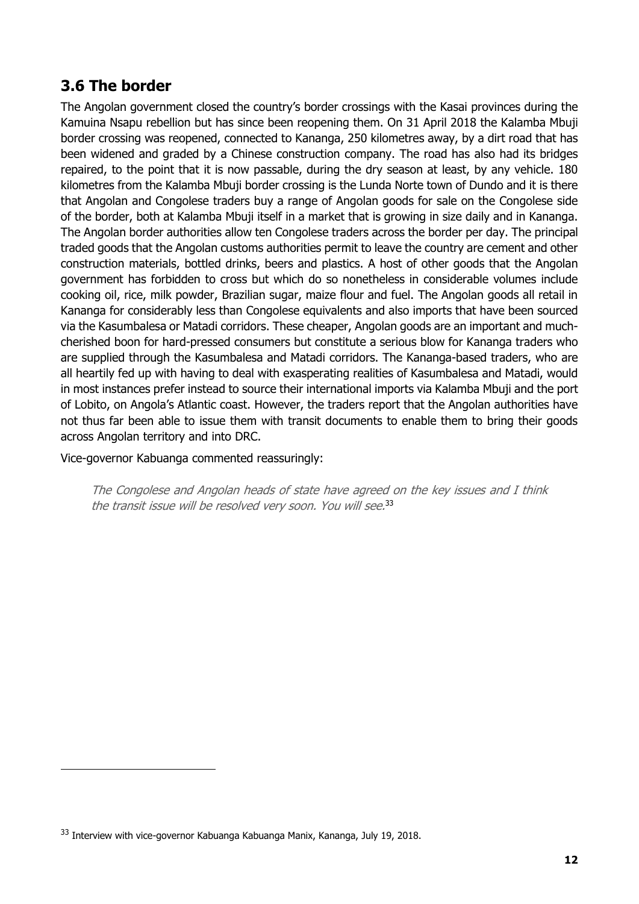## 3.6 The border

The Angolan government closed the country's border crossings with the Kasai provinces during the Kamuina Nsapu rebellion but has since been reopening them. On 31 April 2018 the Kalamba Mbuji border crossing was reopened, connected to Kananga, 250 kilometres away, by a dirt road that has been widened and graded by a Chinese construction company. The road has also had its bridges repaired, to the point that it is now passable, during the dry season at least, by any vehicle. 180 kilometres from the Kalamba Mbuji border crossing is the Lunda Norte town of Dundo and it is there that Angolan and Congolese traders buy a range of Angolan goods for sale on the Congolese side of the border, both at Kalamba Mbuji itself in a market that is growing in size daily and in Kananga. The Angolan border authorities allow ten Congolese traders across the border per day. The principal traded goods that the Angolan customs authorities permit to leave the country are cement and other construction materials, bottled drinks, beers and plastics. A host of other goods that the Angolan government has forbidden to cross but which do so nonetheless in considerable volumes include cooking oil, rice, milk powder, Brazilian sugar, maize flour and fuel. The Angolan goods all retail in Kananga for considerably less than Congolese equivalents and also imports that have been sourced via the Kasumbalesa or Matadi corridors. These cheaper, Angolan goods are an important and much-cherished boon for hard-pressed consumers but constitute a serious blow for Kananga traders who are supplied through the Kasumbalesa and Matadi corridors. The Kananga-based traders, who are all heartily fed up with having to deal with exasperating realities of Kasumbalesa and Matadi, would in most instances prefer instead to source their international imports via Kalamba Mbuji and the port of Lobito, on Angola's Atlantic coast. However, the traders report that the Angolan authorities have not thus far been able to issue them with transit documents to enable them to bring their goods across Angolan territory and into DRC.

Vice-governor Kabuanga commented reassuringly:

> *The Congolese and Angolan heads of state have agreed on the key issues and I think the transit issue will be resolved very soon. You will see.*[33]

[33] Interview with vice-governor Kabuanga Kabuanga Manix, Kananga, July 19, 2018.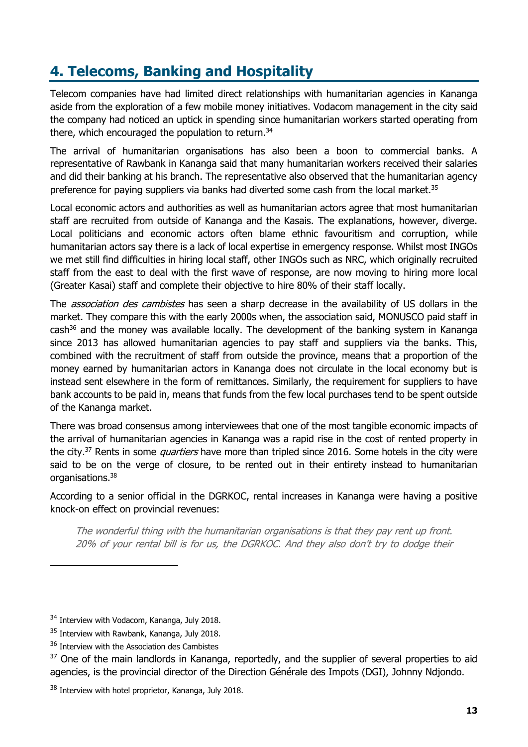## 4. Telecoms, Banking and Hospitality

Telecom companies have had limited direct relationships with humanitarian agencies in Kananga aside from the exploration of a few mobile money initiatives. Vodacom management in the city said the company had noticed an uptick in spending since humanitarian workers started operating from there, which encouraged the population to return.[34]

The arrival of humanitarian organisations has also been a boon to commercial banks. A representative of Rawbank in Kananga said that many humanitarian workers received their salaries and did their banking at his branch. The representative also observed that the humanitarian agency preference for paying suppliers via banks had diverted some cash from the local market.[35]

Local economic actors and authorities as well as humanitarian actors agree that most humanitarian staff are recruited from outside of Kananga and the Kasais. The explanations, however, diverge. Local politicians and economic actors often blame ethnic favouritism and corruption, while humanitarian actors say there is a lack of local expertise in emergency response. Whilst most INGOs we met still find difficulties in hiring local staff, other INGOs such as NRC, which originally recruited staff from the east to deal with the first wave of response, are now moving to hiring more local (Greater Kasai) staff and complete their objective to hire 80% of their staff locally.

The *association des cambistes* has seen a sharp decrease in the availability of US dollars in the market. They compare this with the early 2000s when, the association said, MONUSCO paid staff in cash[36] and the money was available locally. The development of the banking system in Kananga since 2013 has allowed humanitarian agencies to pay staff and suppliers via the banks. This, combined with the recruitment of staff from outside the province, means that a proportion of the money earned by humanitarian actors in Kananga does not circulate in the local economy but is instead sent elsewhere in the form of remittances. Similarly, the requirement for suppliers to have bank accounts to be paid in, means that funds from the few local purchases tend to be spent outside of the Kananga market.

There was broad consensus among interviewees that one of the most tangible economic impacts of the arrival of humanitarian agencies in Kananga was a rapid rise in the cost of rented property in the city.[37] Rents in some *quartiers* have more than tripled since 2016. Some hotels in the city were said to be on the verge of closure, to be rented out in their entirety instead to humanitarian organisations.[38]

According to a senior official in the DGRKOC, rental increases in Kananga were having a positive knock-on effect on provincial revenues:

> *The wonderful thing with the humanitarian organisations is that they pay rent up front. 20% of your rental bill is for us, the DGRKOC. And they also don't try to dodge their*

---

[34] Interview with Vodacom, Kananga, July 2018.

[35] Interview with Rawbank, Kananga, July 2018.

[36] Interview with the Association des Cambistes

[37] One of the main landlords in Kananga, reportedly, and the supplier of several properties to aid agencies, is the provincial director of the Direction Générale des Impots (DGI), Johnny Ndjondo.

[38] Interview with hotel proprietor, Kananga, July 2018.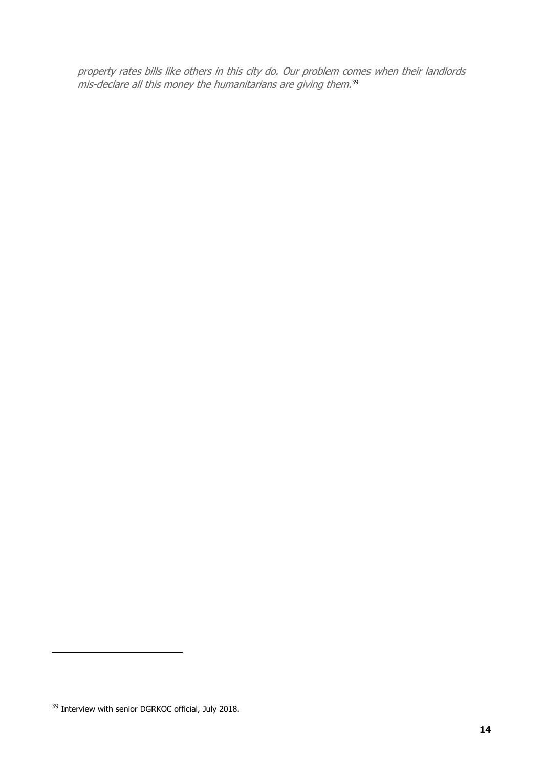*property rates bills like others in this city do. Our problem comes when their landlords mis-declare all this money the humanitarians are giving them.*[39]

[39] Interview with senior DGRKOC official, July 2018.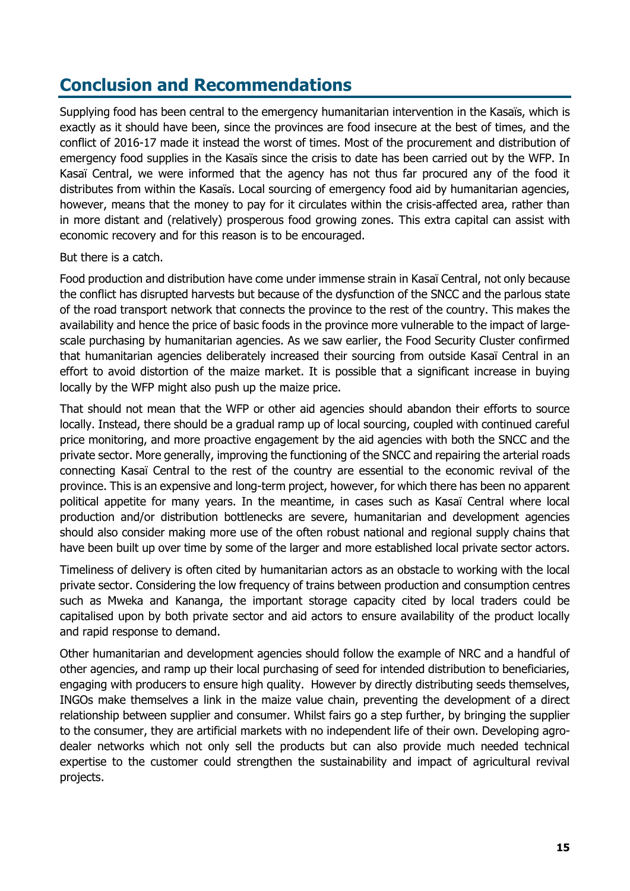## Conclusion and Recommendations

Supplying food has been central to the emergency humanitarian intervention in the Kasaïs, which is exactly as it should have been, since the provinces are food insecure at the best of times, and the conflict of 2016-17 made it instead the worst of times. Most of the procurement and distribution of emergency food supplies in the Kasaïs since the crisis to date has been carried out by the WFP. In Kasaï Central, we were informed that the agency has not thus far procured any of the food it distributes from within the Kasaïs. Local sourcing of emergency food aid by humanitarian agencies, however, means that the money to pay for it circulates within the crisis-affected area, rather than in more distant and (relatively) prosperous food growing zones. This extra capital can assist with economic recovery and for this reason is to be encouraged.

But there is a catch.

Food production and distribution have come under immense strain in Kasaï Central, not only because the conflict has disrupted harvests but because of the dysfunction of the SNCC and the parlous state of the road transport network that connects the province to the rest of the country. This makes the availability and hence the price of basic foods in the province more vulnerable to the impact of large-scale purchasing by humanitarian agencies. As we saw earlier, the Food Security Cluster confirmed that humanitarian agencies deliberately increased their sourcing from outside Kasaï Central in an effort to avoid distortion of the maize market. It is possible that a significant increase in buying locally by the WFP might also push up the maize price.

That should not mean that the WFP or other aid agencies should abandon their efforts to source locally. Instead, there should be a gradual ramp up of local sourcing, coupled with continued careful price monitoring, and more proactive engagement by the aid agencies with both the SNCC and the private sector. More generally, improving the functioning of the SNCC and repairing the arterial roads connecting Kasaï Central to the rest of the country are essential to the economic revival of the province. This is an expensive and long-term project, however, for which there has been no apparent political appetite for many years. In the meantime, in cases such as Kasaï Central where local production and/or distribution bottlenecks are severe, humanitarian and development agencies should also consider making more use of the often robust national and regional supply chains that have been built up over time by some of the larger and more established local private sector actors.

Timeliness of delivery is often cited by humanitarian actors as an obstacle to working with the local private sector. Considering the low frequency of trains between production and consumption centres such as Mweka and Kananga, the important storage capacity cited by local traders could be capitalised upon by both private sector and aid actors to ensure availability of the product locally and rapid response to demand.

Other humanitarian and development agencies should follow the example of NRC and a handful of other agencies, and ramp up their local purchasing of seed for intended distribution to beneficiaries, engaging with producers to ensure high quality. However by directly distributing seeds themselves, INGOs make themselves a link in the maize value chain, preventing the development of a direct relationship between supplier and consumer. Whilst fairs go a step further, by bringing the supplier to the consumer, they are artificial markets with no independent life of their own. Developing agro-dealer networks which not only sell the products but can also provide much needed technical expertise to the customer could strengthen the sustainability and impact of agricultural revival projects.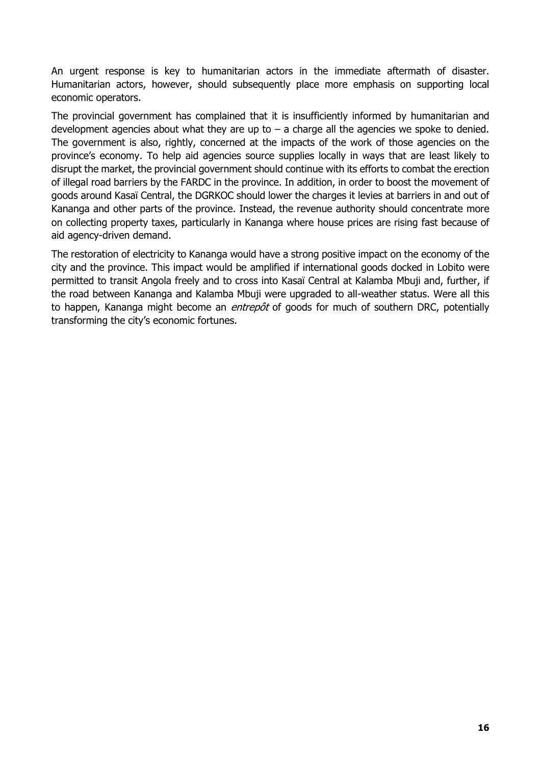An urgent response is key to humanitarian actors in the immediate aftermath of disaster. Humanitarian actors, however, should subsequently place more emphasis on supporting local economic operators.

The provincial government has complained that it is insufficiently informed by humanitarian and development agencies about what they are up to – a charge all the agencies we spoke to denied. The government is also, rightly, concerned at the impacts of the work of those agencies on the province's economy. To help aid agencies source supplies locally in ways that are least likely to disrupt the market, the provincial government should continue with its efforts to combat the erection of illegal road barriers by the FARDC in the province. In addition, in order to boost the movement of goods around Kasaï Central, the DGRKOC should lower the charges it levies at barriers in and out of Kananga and other parts of the province. Instead, the revenue authority should concentrate more on collecting property taxes, particularly in Kananga where house prices are rising fast because of aid agency-driven demand.

The restoration of electricity to Kananga would have a strong positive impact on the economy of the city and the province. This impact would be amplified if international goods docked in Lobito were permitted to transit Angola freely and to cross into Kasaï Central at Kalamba Mbuji and, further, if the road between Kananga and Kalamba Mbuji were upgraded to all-weather status. Were all this to happen, Kananga might become an *entrepôt* of goods for much of southern DRC, potentially transforming the city's economic fortunes.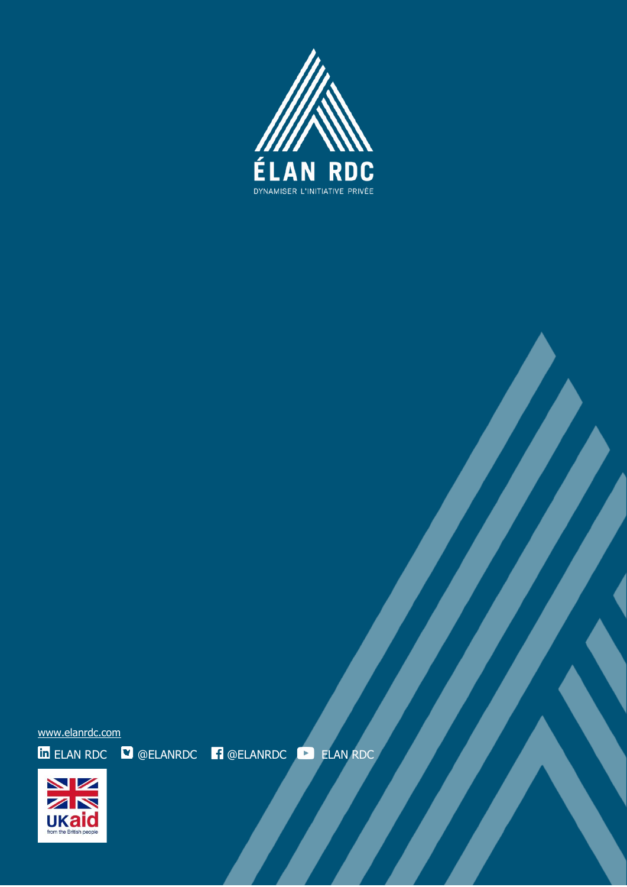ÉLAN RDC

DYNAMISER L'INITIATIVE PRIVÉE

www.elanrdc.com

ELAN RDC @ELANRDC @ELANRDC ELAN RDC

UKaid from the British people